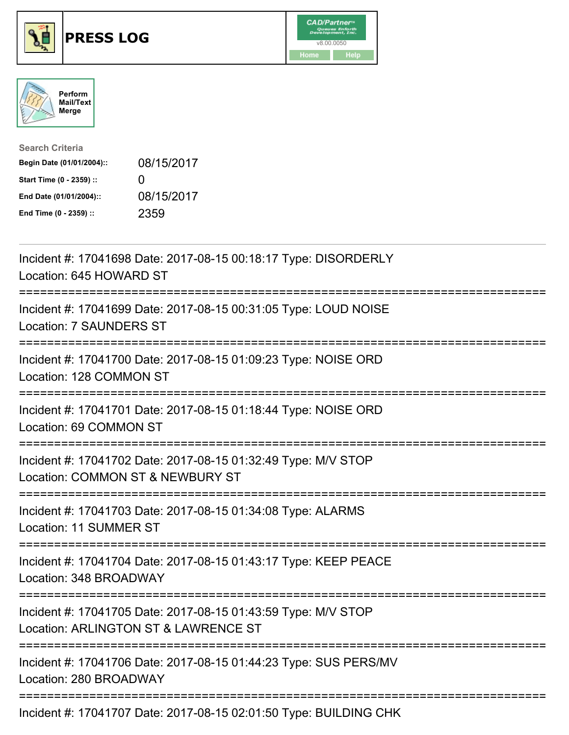# PRESS LOG

Perform Mail/Text Merge

**Search Criteria**

| | |
|---|---|
| **Begin Date (01/01/2004)::** | 08/15/2017 |
| **Start Time (0 - 2359) ::** | 0 |
| **End Date (01/01/2004)::** | 08/15/2017 |
| **End Time (0 - 2359) ::** | 2359 |

Incident #: 17041698 Date: 2017-08-15 00:18:17 Type: DISORDERLY
Location: 645 HOWARD ST

===========================================================================

Incident #: 17041699 Date: 2017-08-15 00:31:05 Type: LOUD NOISE
Location: 7 SAUNDERS ST

===========================================================================

Incident #: 17041700 Date: 2017-08-15 01:09:23 Type: NOISE ORD
Location: 128 COMMON ST

===========================================================================

Incident #: 17041701 Date: 2017-08-15 01:18:44 Type: NOISE ORD
Location: 69 COMMON ST

===========================================================================

Incident #: 17041702 Date: 2017-08-15 01:32:49 Type: M/V STOP
Location: COMMON ST & NEWBURY ST

===========================================================================

Incident #: 17041703 Date: 2017-08-15 01:34:08 Type: ALARMS
Location: 11 SUMMER ST

===========================================================================

Incident #: 17041704 Date: 2017-08-15 01:43:17 Type: KEEP PEACE
Location: 348 BROADWAY

===========================================================================

Incident #: 17041705 Date: 2017-08-15 01:43:59 Type: M/V STOP
Location: ARLINGTON ST & LAWRENCE ST

===========================================================================

Incident #: 17041706 Date: 2017-08-15 01:44:23 Type: SUS PERS/MV
Location: 280 BROADWAY

===========================================================================

Incident #: 17041707 Date: 2017-08-15 02:01:50 Type: BUILDING CHK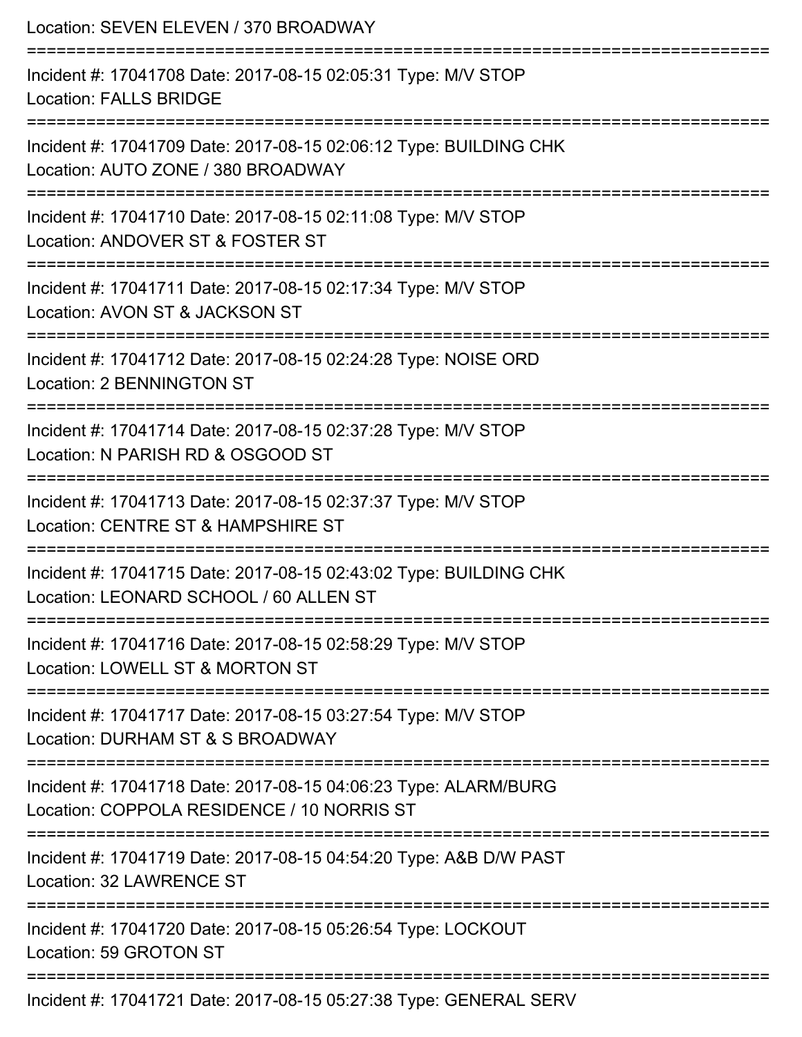Location: SEVEN ELEVEN / 370 BROADWAY

===========================================================================

Incident #: 17041708 Date: 2017-08-15 02:05:31 Type: M/V STOP
Location: FALLS BRIDGE

===========================================================================

Incident #: 17041709 Date: 2017-08-15 02:06:12 Type: BUILDING CHK
Location: AUTO ZONE / 380 BROADWAY

===========================================================================

Incident #: 17041710 Date: 2017-08-15 02:11:08 Type: M/V STOP
Location: ANDOVER ST & FOSTER ST

===========================================================================

Incident #: 17041711 Date: 2017-08-15 02:17:34 Type: M/V STOP
Location: AVON ST & JACKSON ST

===========================================================================

Incident #: 17041712 Date: 2017-08-15 02:24:28 Type: NOISE ORD
Location: 2 BENNINGTON ST

===========================================================================

Incident #: 17041714 Date: 2017-08-15 02:37:28 Type: M/V STOP
Location: N PARISH RD & OSGOOD ST

===========================================================================

Incident #: 17041713 Date: 2017-08-15 02:37:37 Type: M/V STOP
Location: CENTRE ST & HAMPSHIRE ST

===========================================================================

Incident #: 17041715 Date: 2017-08-15 02:43:02 Type: BUILDING CHK
Location: LEONARD SCHOOL / 60 ALLEN ST

===========================================================================

Incident #: 17041716 Date: 2017-08-15 02:58:29 Type: M/V STOP
Location: LOWELL ST & MORTON ST

===========================================================================

Incident #: 17041717 Date: 2017-08-15 03:27:54 Type: M/V STOP
Location: DURHAM ST & S BROADWAY

===========================================================================

Incident #: 17041718 Date: 2017-08-15 04:06:23 Type: ALARM/BURG
Location: COPPOLA RESIDENCE / 10 NORRIS ST

===========================================================================

Incident #: 17041719 Date: 2017-08-15 04:54:20 Type: A&B D/W PAST
Location: 32 LAWRENCE ST

===========================================================================

Incident #: 17041720 Date: 2017-08-15 05:26:54 Type: LOCKOUT
Location: 59 GROTON ST

===========================================================================

Incident #: 17041721 Date: 2017-08-15 05:27:38 Type: GENERAL SERV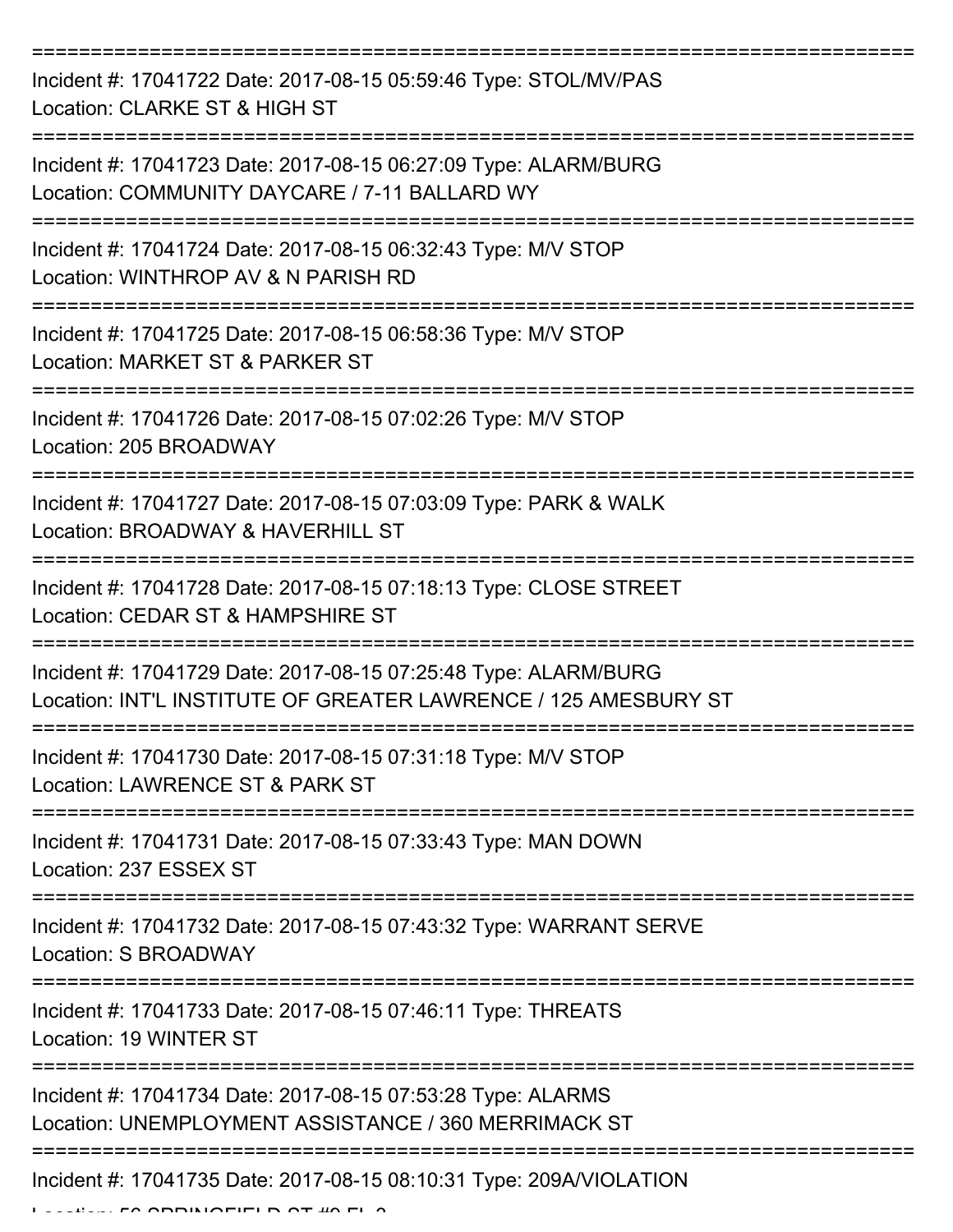Incident #: 17041722 Date: 2017-08-15 05:59:46 Type: STOL/MV/PAS
Location: CLARKE ST & HIGH ST

---

Incident #: 17041723 Date: 2017-08-15 06:27:09 Type: ALARM/BURG
Location: COMMUNITY DAYCARE / 7-11 BALLARD WY

---

Incident #: 17041724 Date: 2017-08-15 06:32:43 Type: M/V STOP
Location: WINTHROP AV & N PARISH RD

---

Incident #: 17041725 Date: 2017-08-15 06:58:36 Type: M/V STOP
Location: MARKET ST & PARKER ST

---

Incident #: 17041726 Date: 2017-08-15 07:02:26 Type: M/V STOP
Location: 205 BROADWAY

---

Incident #: 17041727 Date: 2017-08-15 07:03:09 Type: PARK & WALK
Location: BROADWAY & HAVERHILL ST

---

Incident #: 17041728 Date: 2017-08-15 07:18:13 Type: CLOSE STREET
Location: CEDAR ST & HAMPSHIRE ST

---

Incident #: 17041729 Date: 2017-08-15 07:25:48 Type: ALARM/BURG
Location: INT'L INSTITUTE OF GREATER LAWRENCE / 125 AMESBURY ST

---

Incident #: 17041730 Date: 2017-08-15 07:31:18 Type: M/V STOP
Location: LAWRENCE ST & PARK ST

---

Incident #: 17041731 Date: 2017-08-15 07:33:43 Type: MAN DOWN
Location: 237 ESSEX ST

---

Incident #: 17041732 Date: 2017-08-15 07:43:32 Type: WARRANT SERVE
Location: S BROADWAY

---

Incident #: 17041733 Date: 2017-08-15 07:46:11 Type: THREATS
Location: 19 WINTER ST

---

Incident #: 17041734 Date: 2017-08-15 07:53:28 Type: ALARMS
Location: UNEMPLOYMENT ASSISTANCE / 360 MERRIMACK ST

---

Incident #: 17041735 Date: 2017-08-15 08:10:31 Type: 209A/VIOLATION
Location: 56 SPRINGFIELD ST #9 FL 3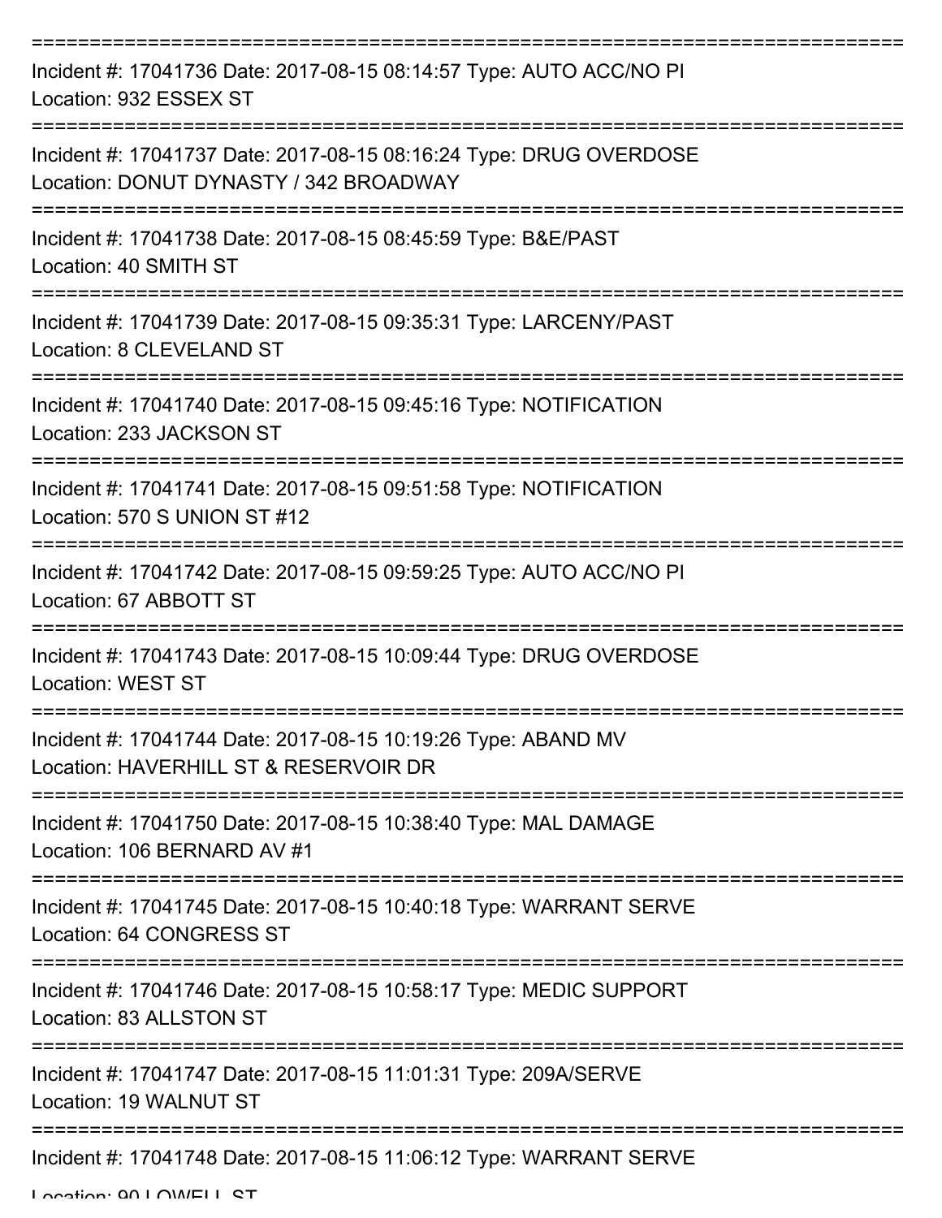===========================================================================

Incident #: 17041736 Date: 2017-08-15 08:14:57 Type: AUTO ACC/NO PI
Location: 932 ESSEX ST

===========================================================================

Incident #: 17041737 Date: 2017-08-15 08:16:24 Type: DRUG OVERDOSE
Location: DONUT DYNASTY / 342 BROADWAY

===========================================================================

Incident #: 17041738 Date: 2017-08-15 08:45:59 Type: B&E/PAST
Location: 40 SMITH ST

===========================================================================

Incident #: 17041739 Date: 2017-08-15 09:35:31 Type: LARCENY/PAST
Location: 8 CLEVELAND ST

===========================================================================

Incident #: 17041740 Date: 2017-08-15 09:45:16 Type: NOTIFICATION
Location: 233 JACKSON ST

===========================================================================

Incident #: 17041741 Date: 2017-08-15 09:51:58 Type: NOTIFICATION
Location: 570 S UNION ST #12

===========================================================================

Incident #: 17041742 Date: 2017-08-15 09:59:25 Type: AUTO ACC/NO PI
Location: 67 ABBOTT ST

===========================================================================

Incident #: 17041743 Date: 2017-08-15 10:09:44 Type: DRUG OVERDOSE
Location: WEST ST

===========================================================================

Incident #: 17041744 Date: 2017-08-15 10:19:26 Type: ABAND MV
Location: HAVERHILL ST & RESERVOIR DR

===========================================================================

Incident #: 17041750 Date: 2017-08-15 10:38:40 Type: MAL DAMAGE
Location: 106 BERNARD AV #1

===========================================================================

Incident #: 17041745 Date: 2017-08-15 10:40:18 Type: WARRANT SERVE
Location: 64 CONGRESS ST

===========================================================================

Incident #: 17041746 Date: 2017-08-15 10:58:17 Type: MEDIC SUPPORT
Location: 83 ALLSTON ST

===========================================================================

Incident #: 17041747 Date: 2017-08-15 11:01:31 Type: 209A/SERVE
Location: 19 WALNUT ST

===========================================================================

Incident #: 17041748 Date: 2017-08-15 11:06:12 Type: WARRANT SERVE
Location: 90 LOWELL ST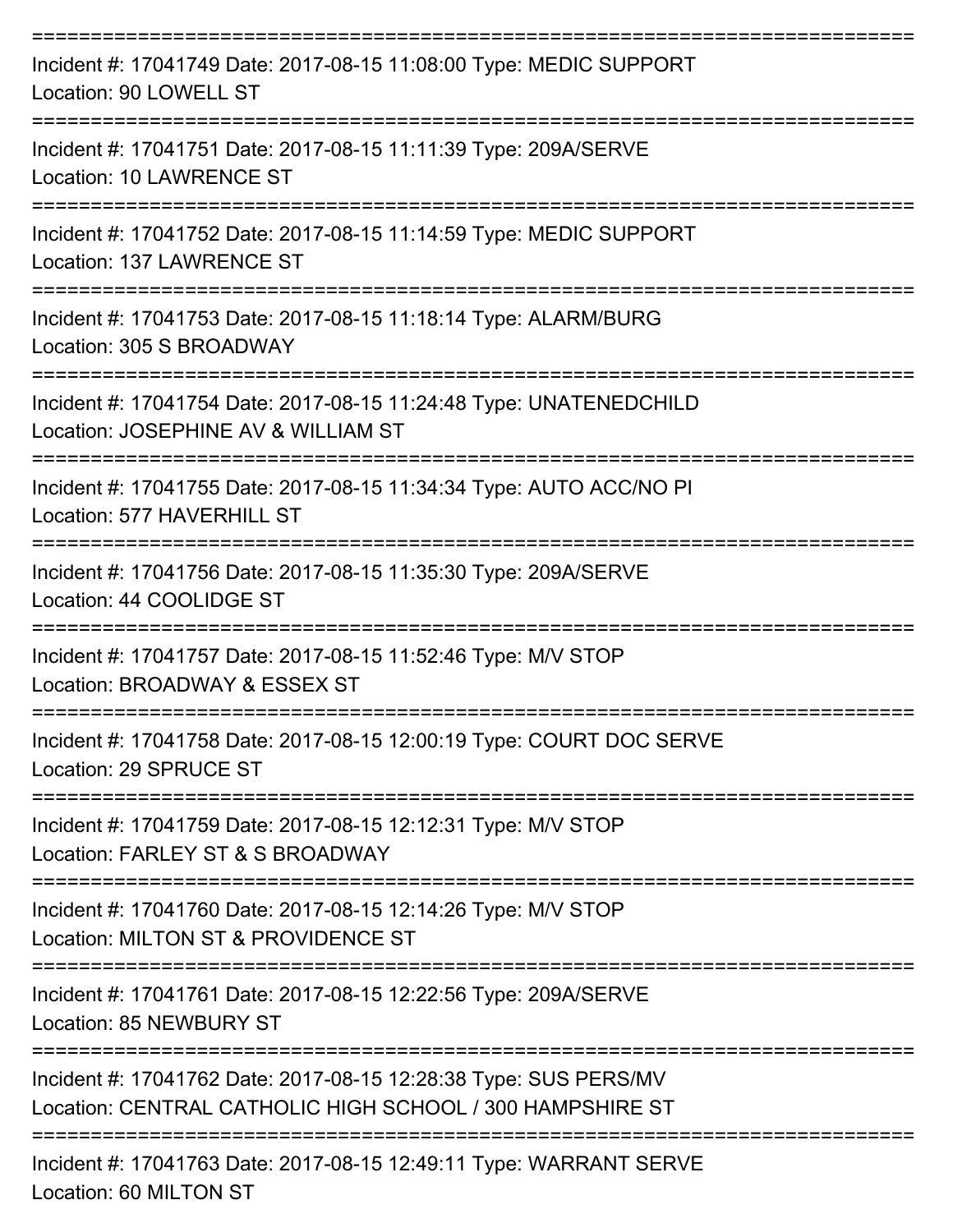===========================================================================
Incident #: 17041749 Date: 2017-08-15 11:08:00 Type: MEDIC SUPPORT
Location: 90 LOWELL ST
===========================================================================
Incident #: 17041751 Date: 2017-08-15 11:11:39 Type: 209A/SERVE
Location: 10 LAWRENCE ST
===========================================================================
Incident #: 17041752 Date: 2017-08-15 11:14:59 Type: MEDIC SUPPORT
Location: 137 LAWRENCE ST
===========================================================================
Incident #: 17041753 Date: 2017-08-15 11:18:14 Type: ALARM/BURG
Location: 305 S BROADWAY
===========================================================================
Incident #: 17041754 Date: 2017-08-15 11:24:48 Type: UNATENEDCHILD
Location: JOSEPHINE AV & WILLIAM ST
===========================================================================
Incident #: 17041755 Date: 2017-08-15 11:34:34 Type: AUTO ACC/NO PI
Location: 577 HAVERHILL ST
===========================================================================
Incident #: 17041756 Date: 2017-08-15 11:35:30 Type: 209A/SERVE
Location: 44 COOLIDGE ST
===========================================================================
Incident #: 17041757 Date: 2017-08-15 11:52:46 Type: M/V STOP
Location: BROADWAY & ESSEX ST
===========================================================================
Incident #: 17041758 Date: 2017-08-15 12:00:19 Type: COURT DOC SERVE
Location: 29 SPRUCE ST
===========================================================================
Incident #: 17041759 Date: 2017-08-15 12:12:31 Type: M/V STOP
Location: FARLEY ST & S BROADWAY
===========================================================================
Incident #: 17041760 Date: 2017-08-15 12:14:26 Type: M/V STOP
Location: MILTON ST & PROVIDENCE ST
===========================================================================
Incident #: 17041761 Date: 2017-08-15 12:22:56 Type: 209A/SERVE
Location: 85 NEWBURY ST
===========================================================================
Incident #: 17041762 Date: 2017-08-15 12:28:38 Type: SUS PERS/MV
Location: CENTRAL CATHOLIC HIGH SCHOOL / 300 HAMPSHIRE ST
===========================================================================
Incident #: 17041763 Date: 2017-08-15 12:49:11 Type: WARRANT SERVE
Location: 60 MILTON ST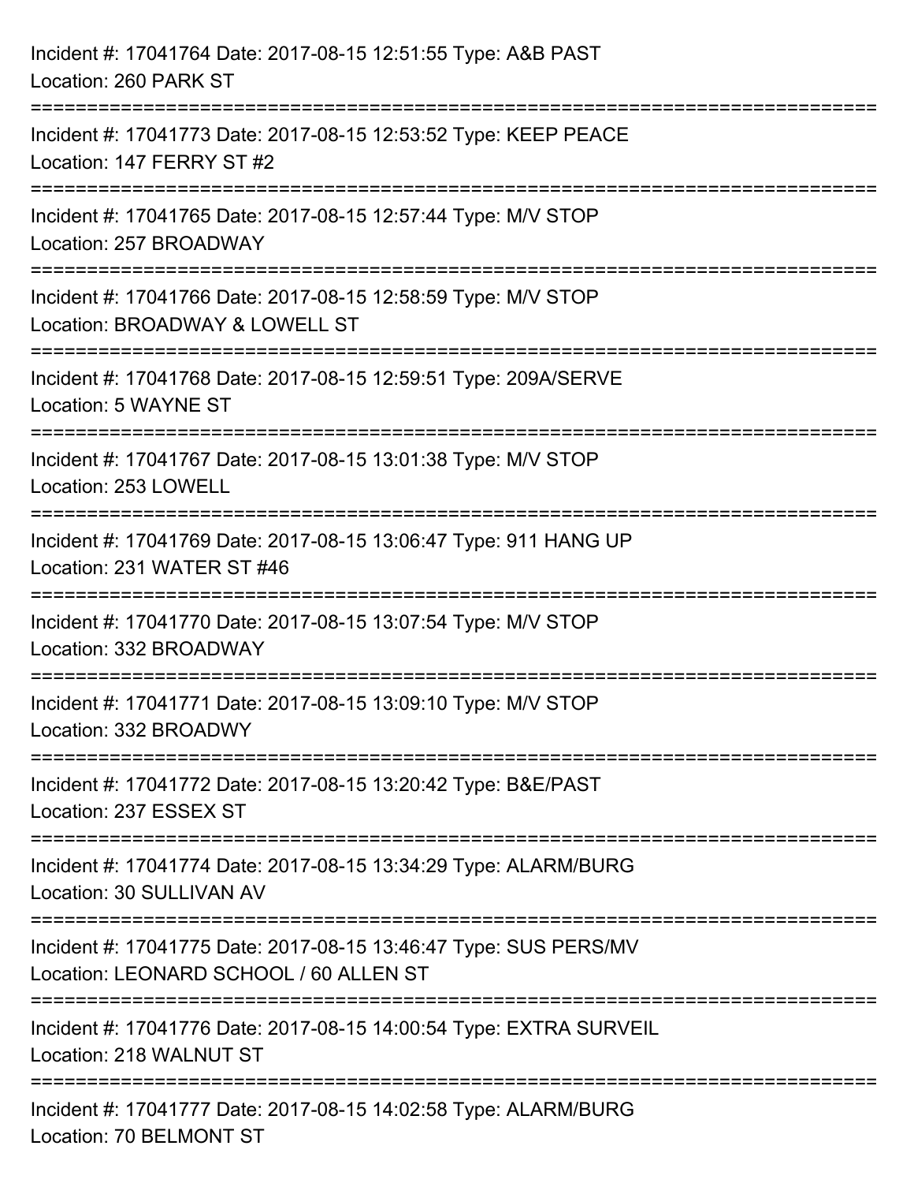Incident #: 17041764 Date: 2017-08-15 12:51:55 Type: A&B PAST
Location: 260 PARK ST

===========================================================================

Incident #: 17041773 Date: 2017-08-15 12:53:52 Type: KEEP PEACE
Location: 147 FERRY ST #2

===========================================================================

Incident #: 17041765 Date: 2017-08-15 12:57:44 Type: M/V STOP
Location: 257 BROADWAY

===========================================================================

Incident #: 17041766 Date: 2017-08-15 12:58:59 Type: M/V STOP
Location: BROADWAY & LOWELL ST

===========================================================================

Incident #: 17041768 Date: 2017-08-15 12:59:51 Type: 209A/SERVE
Location: 5 WAYNE ST

===========================================================================

Incident #: 17041767 Date: 2017-08-15 13:01:38 Type: M/V STOP
Location: 253 LOWELL

===========================================================================

Incident #: 17041769 Date: 2017-08-15 13:06:47 Type: 911 HANG UP
Location: 231 WATER ST #46

===========================================================================

Incident #: 17041770 Date: 2017-08-15 13:07:54 Type: M/V STOP
Location: 332 BROADWAY

===========================================================================

Incident #: 17041771 Date: 2017-08-15 13:09:10 Type: M/V STOP
Location: 332 BROADWY

===========================================================================

Incident #: 17041772 Date: 2017-08-15 13:20:42 Type: B&E/PAST
Location: 237 ESSEX ST

===========================================================================

Incident #: 17041774 Date: 2017-08-15 13:34:29 Type: ALARM/BURG
Location: 30 SULLIVAN AV

===========================================================================

Incident #: 17041775 Date: 2017-08-15 13:46:47 Type: SUS PERS/MV
Location: LEONARD SCHOOL / 60 ALLEN ST

===========================================================================

Incident #: 17041776 Date: 2017-08-15 14:00:54 Type: EXTRA SURVEIL
Location: 218 WALNUT ST

===========================================================================

Incident #: 17041777 Date: 2017-08-15 14:02:58 Type: ALARM/BURG
Location: 70 BELMONT ST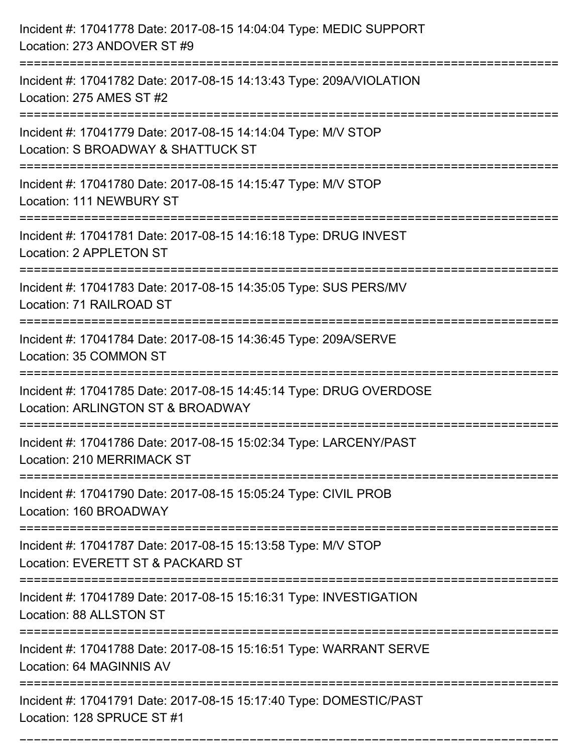Incident #: 17041778 Date: 2017-08-15 14:04:04 Type: MEDIC SUPPORT
Location: 273 ANDOVER ST #9

===========================================================================

Incident #: 17041782 Date: 2017-08-15 14:13:43 Type: 209A/VIOLATION
Location: 275 AMES ST #2

===========================================================================

Incident #: 17041779 Date: 2017-08-15 14:14:04 Type: M/V STOP
Location: S BROADWAY & SHATTUCK ST

===========================================================================

Incident #: 17041780 Date: 2017-08-15 14:15:47 Type: M/V STOP
Location: 111 NEWBURY ST

===========================================================================

Incident #: 17041781 Date: 2017-08-15 14:16:18 Type: DRUG INVEST
Location: 2 APPLETON ST

===========================================================================

Incident #: 17041783 Date: 2017-08-15 14:35:05 Type: SUS PERS/MV
Location: 71 RAILROAD ST

===========================================================================

Incident #: 17041784 Date: 2017-08-15 14:36:45 Type: 209A/SERVE
Location: 35 COMMON ST

===========================================================================

Incident #: 17041785 Date: 2017-08-15 14:45:14 Type: DRUG OVERDOSE
Location: ARLINGTON ST & BROADWAY

===========================================================================

Incident #: 17041786 Date: 2017-08-15 15:02:34 Type: LARCENY/PAST
Location: 210 MERRIMACK ST

===========================================================================

Incident #: 17041790 Date: 2017-08-15 15:05:24 Type: CIVIL PROB
Location: 160 BROADWAY

===========================================================================

Incident #: 17041787 Date: 2017-08-15 15:13:58 Type: M/V STOP
Location: EVERETT ST & PACKARD ST

===========================================================================

Incident #: 17041789 Date: 2017-08-15 15:16:31 Type: INVESTIGATION
Location: 88 ALLSTON ST

===========================================================================

Incident #: 17041788 Date: 2017-08-15 15:16:51 Type: WARRANT SERVE
Location: 64 MAGINNIS AV

===========================================================================

Incident #: 17041791 Date: 2017-08-15 15:17:40 Type: DOMESTIC/PAST
Location: 128 SPRUCE ST #1

===========================================================================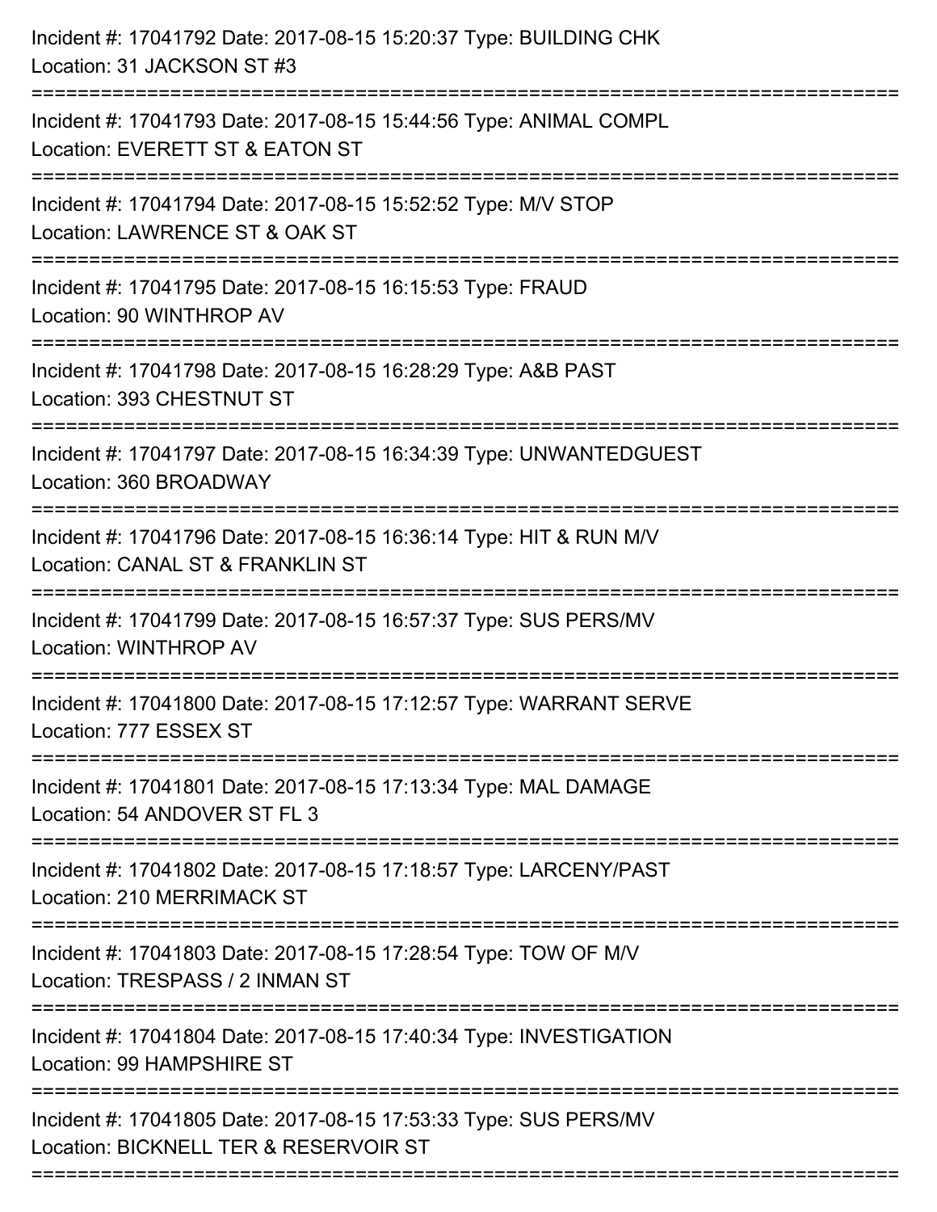Incident #: 17041792 Date: 2017-08-15 15:20:37 Type: BUILDING CHK
Location: 31 JACKSON ST #3

===========================================================================

Incident #: 17041793 Date: 2017-08-15 15:44:56 Type: ANIMAL COMPL
Location: EVERETT ST & EATON ST

===========================================================================

Incident #: 17041794 Date: 2017-08-15 15:52:52 Type: M/V STOP
Location: LAWRENCE ST & OAK ST

===========================================================================

Incident #: 17041795 Date: 2017-08-15 16:15:53 Type: FRAUD
Location: 90 WINTHROP AV

===========================================================================

Incident #: 17041798 Date: 2017-08-15 16:28:29 Type: A&B PAST
Location: 393 CHESTNUT ST

===========================================================================

Incident #: 17041797 Date: 2017-08-15 16:34:39 Type: UNWANTEDGUEST
Location: 360 BROADWAY

===========================================================================

Incident #: 17041796 Date: 2017-08-15 16:36:14 Type: HIT & RUN M/V
Location: CANAL ST & FRANKLIN ST

===========================================================================

Incident #: 17041799 Date: 2017-08-15 16:57:37 Type: SUS PERS/MV
Location: WINTHROP AV

===========================================================================

Incident #: 17041800 Date: 2017-08-15 17:12:57 Type: WARRANT SERVE
Location: 777 ESSEX ST

===========================================================================

Incident #: 17041801 Date: 2017-08-15 17:13:34 Type: MAL DAMAGE
Location: 54 ANDOVER ST FL 3

===========================================================================

Incident #: 17041802 Date: 2017-08-15 17:18:57 Type: LARCENY/PAST
Location: 210 MERRIMACK ST

===========================================================================

Incident #: 17041803 Date: 2017-08-15 17:28:54 Type: TOW OF M/V
Location: TRESPASS / 2 INMAN ST

===========================================================================

Incident #: 17041804 Date: 2017-08-15 17:40:34 Type: INVESTIGATION
Location: 99 HAMPSHIRE ST

===========================================================================

Incident #: 17041805 Date: 2017-08-15 17:53:33 Type: SUS PERS/MV
Location: BICKNELL TER & RESERVOIR ST

===========================================================================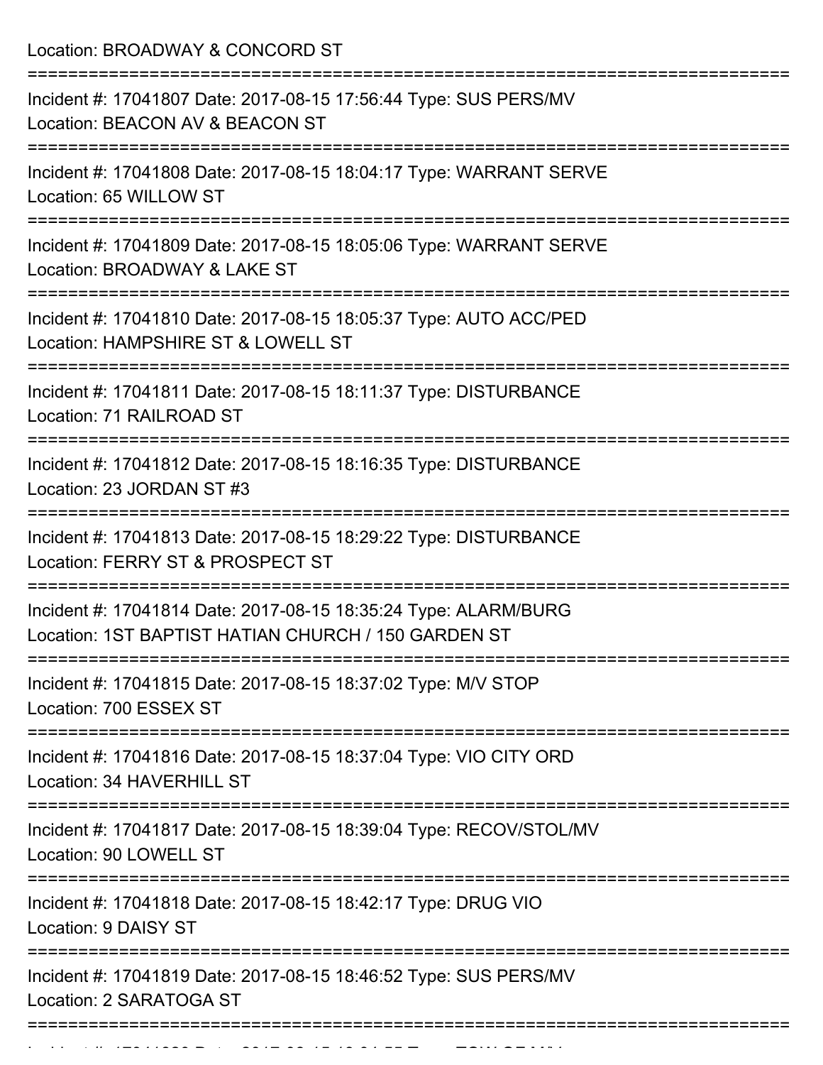Location: BROADWAY & CONCORD ST

===========================================================================

Incident #: 17041807 Date: 2017-08-15 17:56:44 Type: SUS PERS/MV
Location: BEACON AV & BEACON ST

===========================================================================

Incident #: 17041808 Date: 2017-08-15 18:04:17 Type: WARRANT SERVE
Location: 65 WILLOW ST

===========================================================================

Incident #: 17041809 Date: 2017-08-15 18:05:06 Type: WARRANT SERVE
Location: BROADWAY & LAKE ST

===========================================================================

Incident #: 17041810 Date: 2017-08-15 18:05:37 Type: AUTO ACC/PED
Location: HAMPSHIRE ST & LOWELL ST

===========================================================================

Incident #: 17041811 Date: 2017-08-15 18:11:37 Type: DISTURBANCE
Location: 71 RAILROAD ST

===========================================================================

Incident #: 17041812 Date: 2017-08-15 18:16:35 Type: DISTURBANCE
Location: 23 JORDAN ST #3

===========================================================================

Incident #: 17041813 Date: 2017-08-15 18:29:22 Type: DISTURBANCE
Location: FERRY ST & PROSPECT ST

===========================================================================

Incident #: 17041814 Date: 2017-08-15 18:35:24 Type: ALARM/BURG
Location: 1ST BAPTIST HATIAN CHURCH / 150 GARDEN ST

===========================================================================

Incident #: 17041815 Date: 2017-08-15 18:37:02 Type: M/V STOP
Location: 700 ESSEX ST

===========================================================================

Incident #: 17041816 Date: 2017-08-15 18:37:04 Type: VIO CITY ORD
Location: 34 HAVERHILL ST

===========================================================================

Incident #: 17041817 Date: 2017-08-15 18:39:04 Type: RECOV/STOL/MV
Location: 90 LOWELL ST

===========================================================================

Incident #: 17041818 Date: 2017-08-15 18:42:17 Type: DRUG VIO
Location: 9 DAISY ST

===========================================================================

Incident #: 17041819 Date: 2017-08-15 18:46:52 Type: SUS PERS/MV
Location: 2 SARATOGA ST

===========================================================================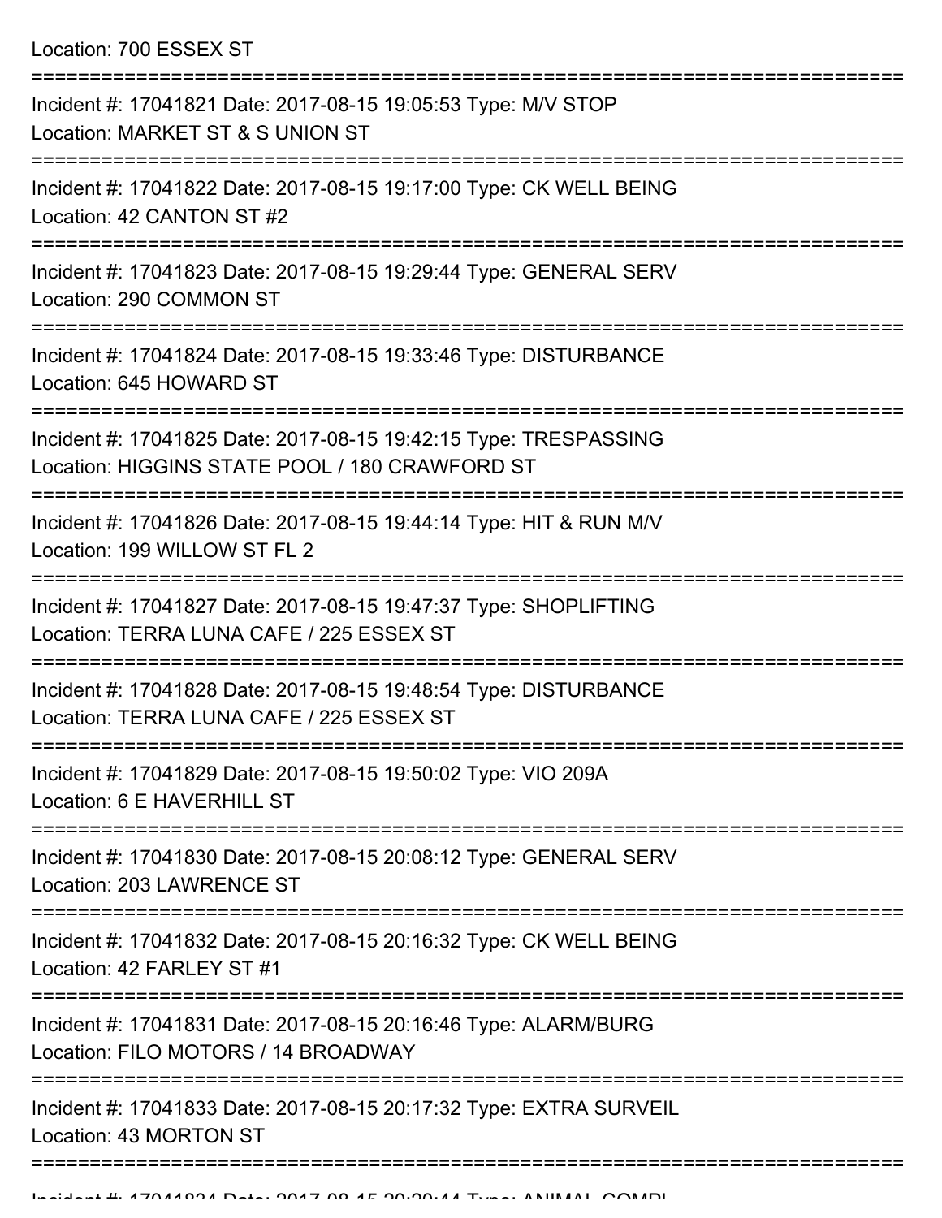Location: 700 ESSEX ST

===========================================================================

Incident #: 17041821 Date: 2017-08-15 19:05:53 Type: M/V STOP
Location: MARKET ST & S UNION ST

===========================================================================

Incident #: 17041822 Date: 2017-08-15 19:17:00 Type: CK WELL BEING
Location: 42 CANTON ST #2

===========================================================================

Incident #: 17041823 Date: 2017-08-15 19:29:44 Type: GENERAL SERV
Location: 290 COMMON ST

===========================================================================

Incident #: 17041824 Date: 2017-08-15 19:33:46 Type: DISTURBANCE
Location: 645 HOWARD ST

===========================================================================

Incident #: 17041825 Date: 2017-08-15 19:42:15 Type: TRESPASSING
Location: HIGGINS STATE POOL / 180 CRAWFORD ST

===========================================================================

Incident #: 17041826 Date: 2017-08-15 19:44:14 Type: HIT & RUN M/V
Location: 199 WILLOW ST FL 2

===========================================================================

Incident #: 17041827 Date: 2017-08-15 19:47:37 Type: SHOPLIFTING
Location: TERRA LUNA CAFE / 225 ESSEX ST

===========================================================================

Incident #: 17041828 Date: 2017-08-15 19:48:54 Type: DISTURBANCE
Location: TERRA LUNA CAFE / 225 ESSEX ST

===========================================================================

Incident #: 17041829 Date: 2017-08-15 19:50:02 Type: VIO 209A
Location: 6 E HAVERHILL ST

===========================================================================

Incident #: 17041830 Date: 2017-08-15 20:08:12 Type: GENERAL SERV
Location: 203 LAWRENCE ST

===========================================================================

Incident #: 17041832 Date: 2017-08-15 20:16:32 Type: CK WELL BEING
Location: 42 FARLEY ST #1

===========================================================================

Incident #: 17041831 Date: 2017-08-15 20:16:46 Type: ALARM/BURG
Location: FILO MOTORS / 14 BROADWAY

===========================================================================

Incident #: 17041833 Date: 2017-08-15 20:17:32 Type: EXTRA SURVEIL
Location: 43 MORTON ST

===========================================================================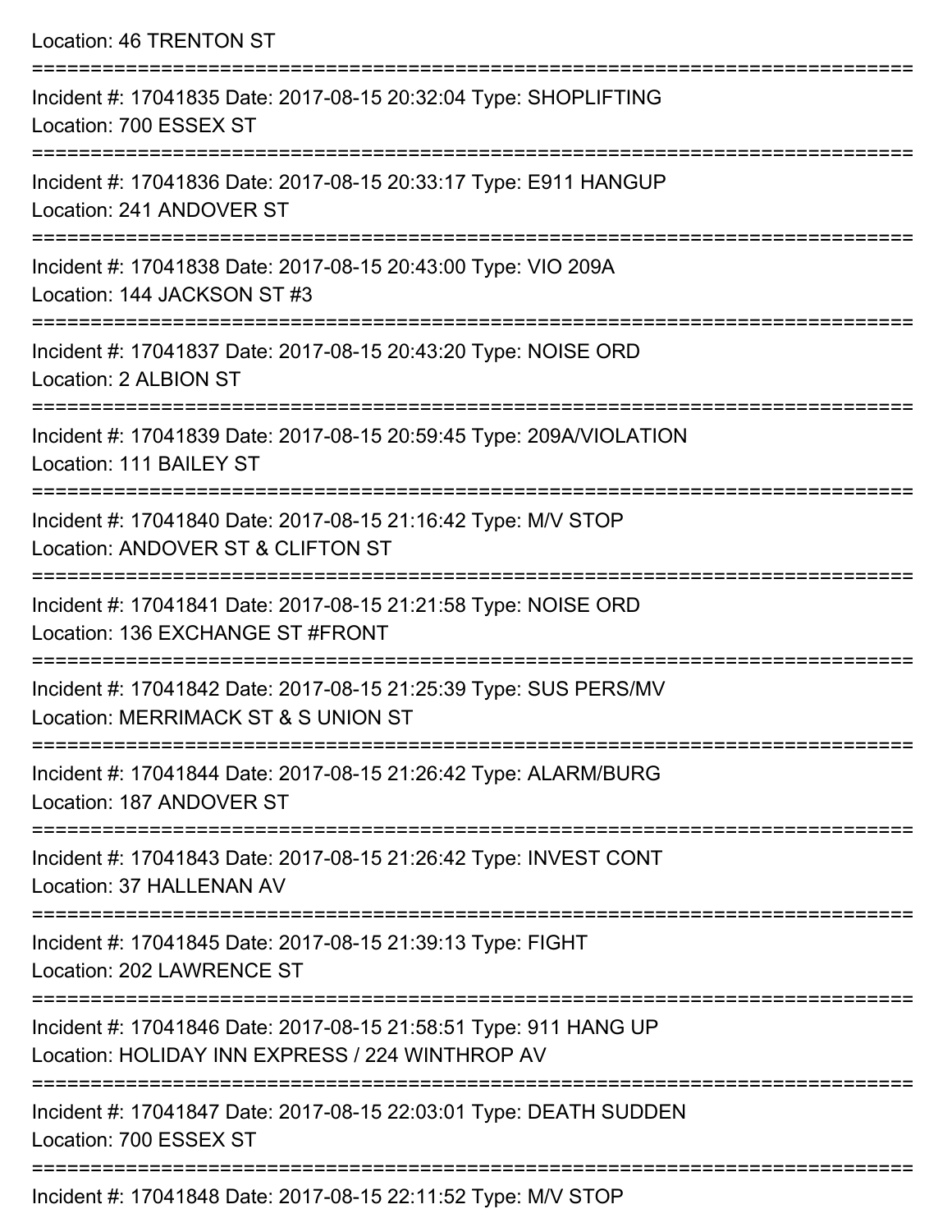Location: 46 TRENTON ST

===========================================================================

Incident #: 17041835 Date: 2017-08-15 20:32:04 Type: SHOPLIFTING
Location: 700 ESSEX ST

===========================================================================

Incident #: 17041836 Date: 2017-08-15 20:33:17 Type: E911 HANGUP
Location: 241 ANDOVER ST

===========================================================================

Incident #: 17041838 Date: 2017-08-15 20:43:00 Type: VIO 209A
Location: 144 JACKSON ST #3

===========================================================================

Incident #: 17041837 Date: 2017-08-15 20:43:20 Type: NOISE ORD
Location: 2 ALBION ST

===========================================================================

Incident #: 17041839 Date: 2017-08-15 20:59:45 Type: 209A/VIOLATION
Location: 111 BAILEY ST

===========================================================================

Incident #: 17041840 Date: 2017-08-15 21:16:42 Type: M/V STOP
Location: ANDOVER ST & CLIFTON ST

===========================================================================

Incident #: 17041841 Date: 2017-08-15 21:21:58 Type: NOISE ORD
Location: 136 EXCHANGE ST #FRONT

===========================================================================

Incident #: 17041842 Date: 2017-08-15 21:25:39 Type: SUS PERS/MV
Location: MERRIMACK ST & S UNION ST

===========================================================================

Incident #: 17041844 Date: 2017-08-15 21:26:42 Type: ALARM/BURG
Location: 187 ANDOVER ST

===========================================================================

Incident #: 17041843 Date: 2017-08-15 21:26:42 Type: INVEST CONT
Location: 37 HALLENAN AV

===========================================================================

Incident #: 17041845 Date: 2017-08-15 21:39:13 Type: FIGHT
Location: 202 LAWRENCE ST

===========================================================================

Incident #: 17041846 Date: 2017-08-15 21:58:51 Type: 911 HANG UP
Location: HOLIDAY INN EXPRESS / 224 WINTHROP AV

===========================================================================

Incident #: 17041847 Date: 2017-08-15 22:03:01 Type: DEATH SUDDEN
Location: 700 ESSEX ST

===========================================================================

Incident #: 17041848 Date: 2017-08-15 22:11:52 Type: M/V STOP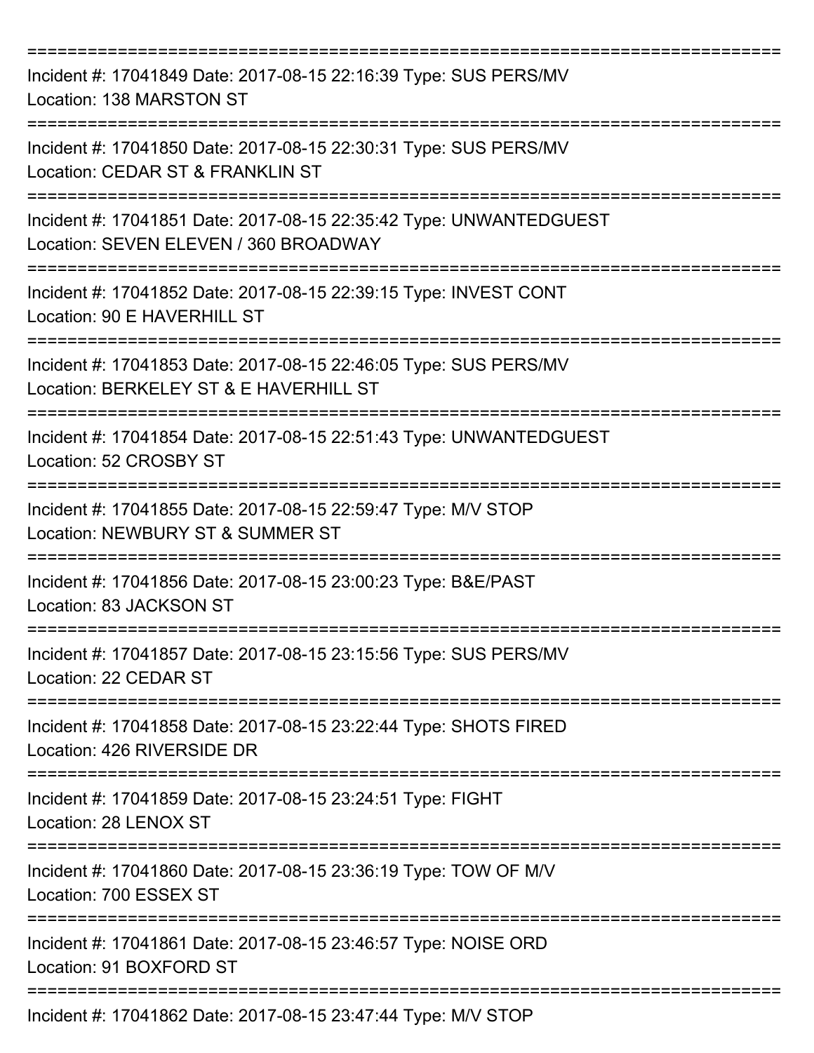===========================================================================

Incident #: 17041849 Date: 2017-08-15 22:16:39 Type: SUS PERS/MV
Location: 138 MARSTON ST

===========================================================================

Incident #: 17041850 Date: 2017-08-15 22:30:31 Type: SUS PERS/MV
Location: CEDAR ST & FRANKLIN ST

===========================================================================

Incident #: 17041851 Date: 2017-08-15 22:35:42 Type: UNWANTEDGUEST
Location: SEVEN ELEVEN / 360 BROADWAY

===========================================================================

Incident #: 17041852 Date: 2017-08-15 22:39:15 Type: INVEST CONT
Location: 90 E HAVERHILL ST

===========================================================================

Incident #: 17041853 Date: 2017-08-15 22:46:05 Type: SUS PERS/MV
Location: BERKELEY ST & E HAVERHILL ST

===========================================================================

Incident #: 17041854 Date: 2017-08-15 22:51:43 Type: UNWANTEDGUEST
Location: 52 CROSBY ST

===========================================================================

Incident #: 17041855 Date: 2017-08-15 22:59:47 Type: M/V STOP
Location: NEWBURY ST & SUMMER ST

===========================================================================

Incident #: 17041856 Date: 2017-08-15 23:00:23 Type: B&E/PAST
Location: 83 JACKSON ST

===========================================================================

Incident #: 17041857 Date: 2017-08-15 23:15:56 Type: SUS PERS/MV
Location: 22 CEDAR ST

===========================================================================

Incident #: 17041858 Date: 2017-08-15 23:22:44 Type: SHOTS FIRED
Location: 426 RIVERSIDE DR

===========================================================================

Incident #: 17041859 Date: 2017-08-15 23:24:51 Type: FIGHT
Location: 28 LENOX ST

===========================================================================

Incident #: 17041860 Date: 2017-08-15 23:36:19 Type: TOW OF M/V
Location: 700 ESSEX ST

===========================================================================

Incident #: 17041861 Date: 2017-08-15 23:46:57 Type: NOISE ORD
Location: 91 BOXFORD ST

===========================================================================

Incident #: 17041862 Date: 2017-08-15 23:47:44 Type: M/V STOP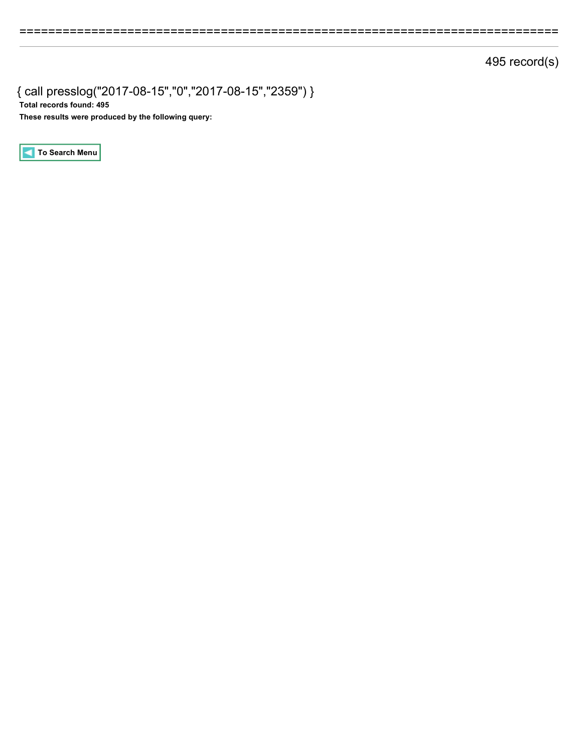===========================================================================

495 record(s)

{ call presslog("2017-08-15","0","2017-08-15","2359") }

**Total records found: 495**

**These results were produced by the following query:**

**To Search Menu**